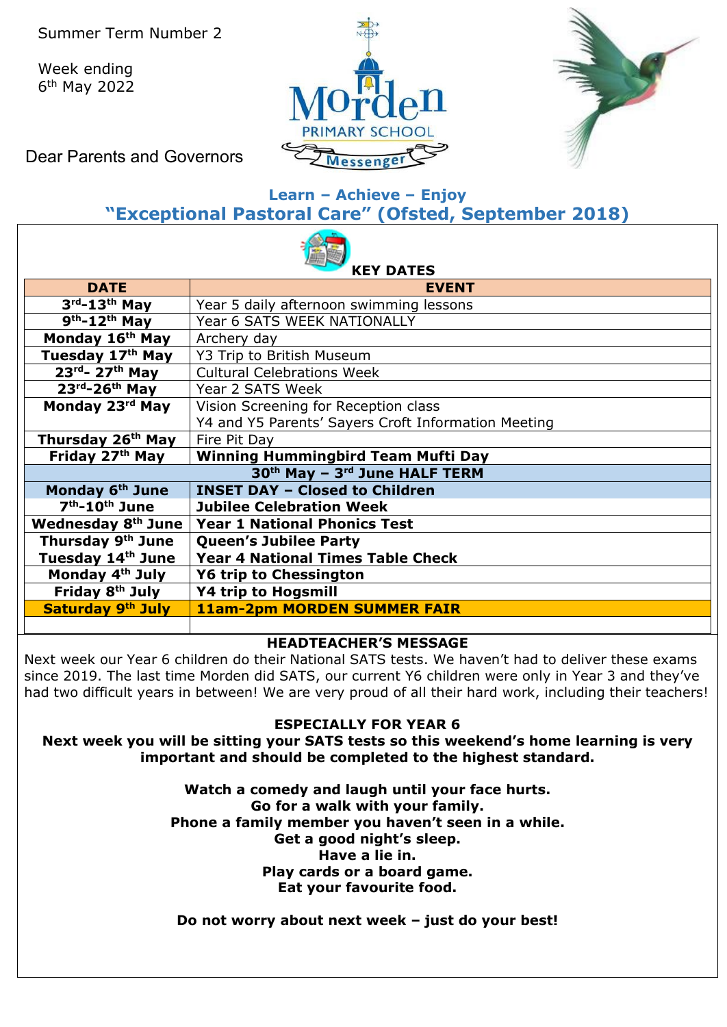Summer Term Number 2

Week ending 6th May 2022

**Morden PRIMARY SCHOOL Messenger**

Dear Parents and Governors

## Learn – Achieve – Enjoy

## "Exceptional Pastoral Care" (Ofsted, September 2018)

### KEY DATES

| DATE | EVENT |
|---|---|
| **3rd-13th May** | Year 5 daily afternoon swimming lessons |
| **9th-12th May** | Year 6 SATS WEEK NATIONALLY |
| **Monday 16th May** | Archery day |
| **Tuesday 17th May** | Y3 Trip to British Museum |
| **23rd- 27th May** | Cultural Celebrations Week |
| **23rd-26th May** | Year 2 SATS Week |
| **Monday 23rd May** | Vision Screening for Reception class<br>Y4 and Y5 Parents' Sayers Croft Information Meeting |
| **Thursday 26th May** | Fire Pit Day |
| **Friday 27th May** | **Winning Hummingbird Team Mufti Day** |
| **30th May – 3rd June HALF TERM** | |
| **Monday 6th June** | **INSET DAY – Closed to Children** |
| **7th-10th June** | **Jubilee Celebration Week** |
| **Wednesday 8th June** | **Year 1 National Phonics Test** |
| **Thursday 9th June** | **Queen's Jubilee Party** |
| **Tuesday 14th June** | **Year 4 National Times Table Check** |
| **Monday 4th July** | **Y6 trip to Chessington** |
| **Friday 8th July** | **Y4 trip to Hogsmill** |
| **Saturday 9th July** | **11am-2pm MORDEN SUMMER FAIR** |
| | |

### HEADTEACHER'S MESSAGE

Next week our Year 6 children do their National SATS tests. We haven't had to deliver these exams since 2019. The last time Morden did SATS, our current Y6 children were only in Year 3 and they've had two difficult years in between! We are very proud of all their hard work, including their teachers!

### ESPECIALLY FOR YEAR 6

**Next week you will be sitting your SATS tests so this weekend's home learning is very important and should be completed to the highest standard.**

**Watch a comedy and laugh until your face hurts.**
**Go for a walk with your family.**
**Phone a family member you haven't seen in a while.**
**Get a good night's sleep.**
**Have a lie in.**
**Play cards or a board game.**
**Eat your favourite food.**

**Do not worry about next week – just do your best!**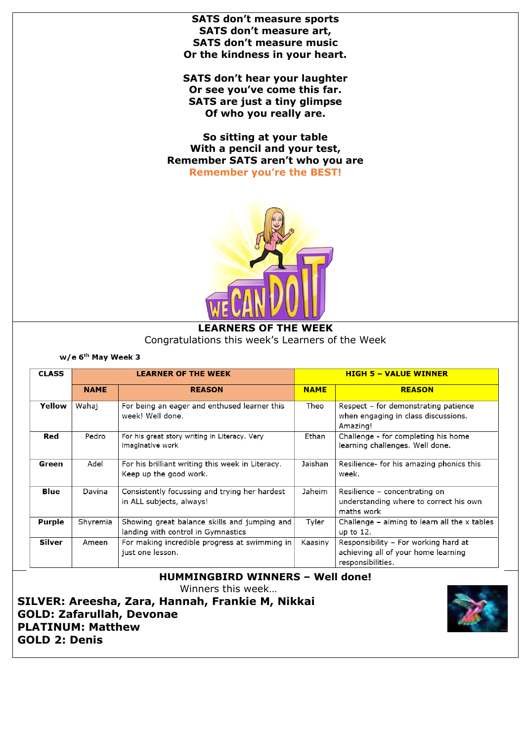**SATS don't measure sports**
**SATS don't measure art,**
**SATS don't measure music**
**Or the kindness in your heart.**

**SATS don't hear your laughter**
**Or see you've come this far.**
**SATS are just a tiny glimpse**
**Of who you really are.**

**So sitting at your table**
**With a pencil and your test,**
**Remember SATS aren't who you are**
**Remember you're the BEST!**

## LEARNERS OF THE WEEK

Congratulations this week's Learners of the Week

**w/e 6th May Week 3**

| CLASS | LEARNER OF THE WEEK | | HIGH 5 – VALUE WINNER | |
|---|---|---|---|---|
| | **NAME** | **REASON** | **NAME** | **REASON** |
| **Yellow** | Wahaj | For being an eager and enthused learner this week! Well done. | Theo | Respect – for demonstrating patience when engaging in class discussions. Amazing! |
| **Red** | Pedro | For his great story writing in Literacy. Very imaginative work | Ethan | Challenge - for completing his home learning challenges. Well done. |
| **Green** | Adel | For his brilliant writing this week in Literacy. Keep up the good work. | Jaishan | Resilience- for his amazing phonics this week. |
| **Blue** | Davina | Consistently focussing and trying her hardest in ALL subjects, always! | Jaheim | Resilience – concentrating on understanding where to correct his own maths work |
| **Purple** | Shyremia | Showing great balance skills and jumping and landing with control in Gymnastics | Tyler | Challenge – aiming to learn all the x tables up to 12. |
| **Silver** | Ameen | For making incredible progress at swimming in just one lesson. | Kaasiny | Responsibility – For working hard at achieving all of your home learning responsibilities. |

## HUMMINGBIRD WINNERS – Well done!

Winners this week…

**SILVER: Areesha, Zara, Hannah, Frankie M, Nikkai**
**GOLD: Zafarullah, Devonae**
**PLATINUM: Matthew**
**GOLD 2: Denis**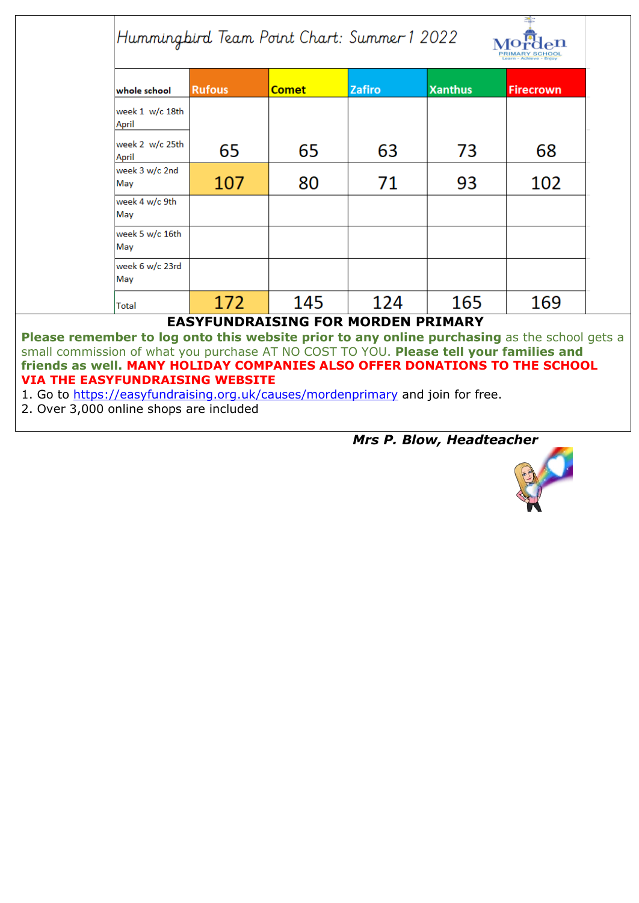## Hummingbird Team Point Chart: Summer 1 2022

| whole school | Rufous | Comet | Zafiro | Xanthus | Firecrown |
|---|---|---|---|---|---|
| week 1 w/c 18th April | | | | | |
| week 2 w/c 25th April | 65 | 65 | 63 | 73 | 68 |
| week 3 w/c 2nd May | 107 | 80 | 71 | 93 | 102 |
| week 4 w/c 9th May | | | | | |
| week 5 w/c 16th May | | | | | |
| week 6 w/c 23rd May | | | | | |
| Total | 172 | 145 | 124 | 165 | 169 |

**EASYFUNDRAISING FOR MORDEN PRIMARY**

**Please remember to log onto this website prior to any online purchasing** as the school gets a small commission of what you purchase AT NO COST TO YOU. **Please tell your families and friends as well. MANY HOLIDAY COMPANIES ALSO OFFER DONATIONS TO THE SCHOOL VIA THE EASYFUNDRAISING WEBSITE**

1. Go to https://easyfundraising.org.uk/causes/mordenprimary and join for free.
2. Over 3,000 online shops are included

***Mrs P. Blow, Headteacher***